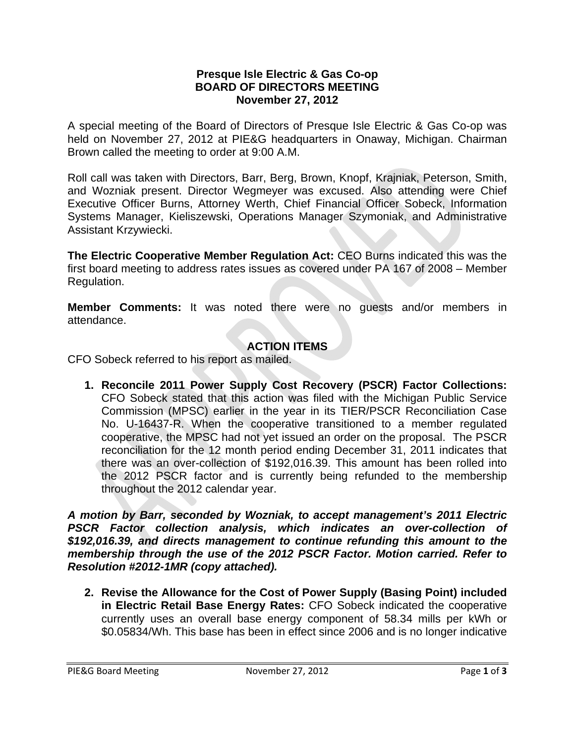**Presque Isle Electric & Gas Co-op**
**BOARD OF DIRECTORS MEETING**
**November 27, 2012**

A special meeting of the Board of Directors of Presque Isle Electric & Gas Co-op was held on November 27, 2012 at PIE&G headquarters in Onaway, Michigan. Chairman Brown called the meeting to order at 9:00 A.M.

Roll call was taken with Directors, Barr, Berg, Brown, Knopf, Krajniak, Peterson, Smith, and Wozniak present. Director Wegmeyer was excused. Also attending were Chief Executive Officer Burns, Attorney Werth, Chief Financial Officer Sobeck, Information Systems Manager, Kieliszewski, Operations Manager Szymoniak, and Administrative Assistant Krzywiecki.

**The Electric Cooperative Member Regulation Act:** CEO Burns indicated this was the first board meeting to address rates issues as covered under PA 167 of 2008 – Member Regulation.

**Member Comments:** It was noted there were no guests and/or members in attendance.

## ACTION ITEMS

CFO Sobeck referred to his report as mailed.

1. **Reconcile 2011 Power Supply Cost Recovery (PSCR) Factor Collections:** CFO Sobeck stated that this action was filed with the Michigan Public Service Commission (MPSC) earlier in the year in its TIER/PSCR Reconciliation Case No. U-16437-R. When the cooperative transitioned to a member regulated cooperative, the MPSC had not yet issued an order on the proposal. The PSCR reconciliation for the 12 month period ending December 31, 2011 indicates that there was an over-collection of $192,016.39. This amount has been rolled into the 2012 PSCR factor and is currently being refunded to the membership throughout the 2012 calendar year.

***A motion by Barr, seconded by Wozniak, to accept management's 2011 Electric PSCR Factor collection analysis, which indicates an over-collection of $192,016.39, and directs management to continue refunding this amount to the membership through the use of the 2012 PSCR Factor. Motion carried. Refer to Resolution #2012-1MR (copy attached).***

2. **Revise the Allowance for the Cost of Power Supply (Basing Point) included in Electric Retail Base Energy Rates:** CFO Sobeck indicated the cooperative currently uses an overall base energy component of 58.34 mills per kWh or $0.05834/Wh. This base has been in effect since 2006 and is no longer indicative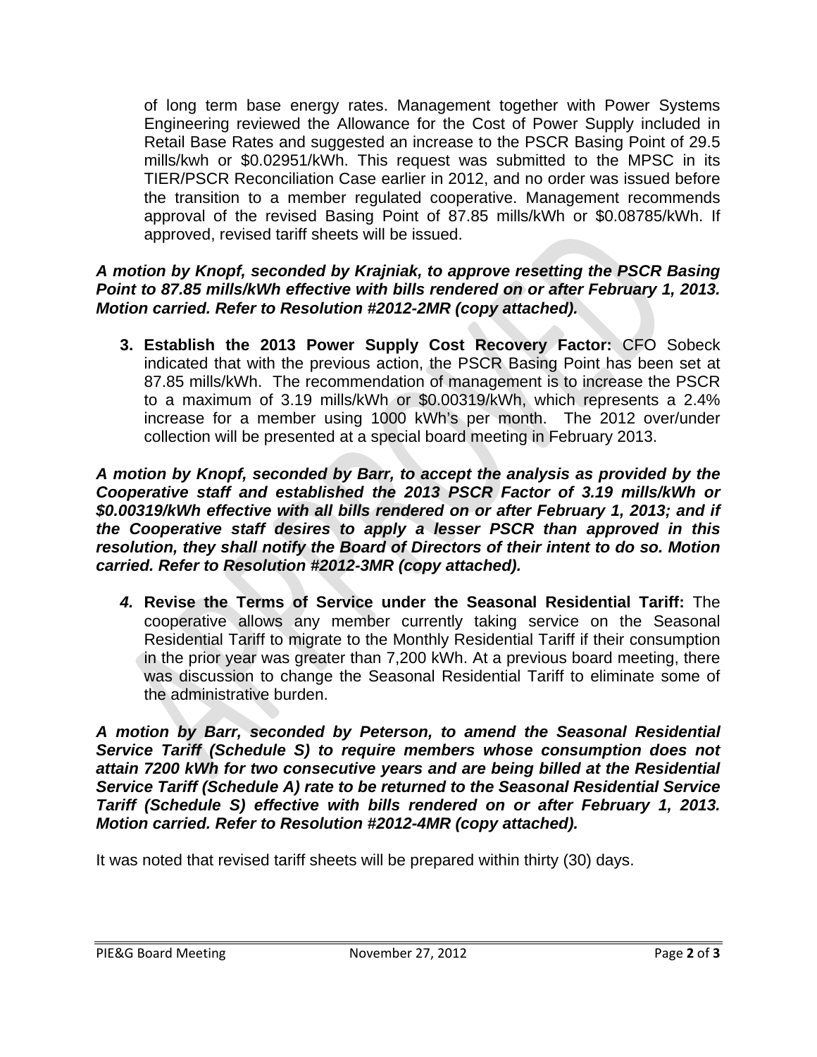of long term base energy rates. Management together with Power Systems Engineering reviewed the Allowance for the Cost of Power Supply included in Retail Base Rates and suggested an increase to the PSCR Basing Point of 29.5 mills/kwh or $0.02951/kWh. This request was submitted to the MPSC in its TIER/PSCR Reconciliation Case earlier in 2012, and no order was issued before the transition to a member regulated cooperative. Management recommends approval of the revised Basing Point of 87.85 mills/kWh or $0.08785/kWh. If approved, revised tariff sheets will be issued.

***A motion by Knopf, seconded by Krajniak, to approve resetting the PSCR Basing Point to 87.85 mills/kWh effective with bills rendered on or after February 1, 2013. Motion carried. Refer to Resolution #2012-2MR (copy attached).***

3. **Establish the 2013 Power Supply Cost Recovery Factor:** CFO Sobeck indicated that with the previous action, the PSCR Basing Point has been set at 87.85 mills/kWh. The recommendation of management is to increase the PSCR to a maximum of 3.19 mills/kWh or $0.00319/kWh, which represents a 2.4% increase for a member using 1000 kWh's per month. The 2012 over/under collection will be presented at a special board meeting in February 2013.

***A motion by Knopf, seconded by Barr, to accept the analysis as provided by the Cooperative staff and established the 2013 PSCR Factor of 3.19 mills/kWh or $0.00319/kWh effective with all bills rendered on or after February 1, 2013; and if the Cooperative staff desires to apply a lesser PSCR than approved in this resolution, they shall notify the Board of Directors of their intent to do so. Motion carried. Refer to Resolution #2012-3MR (copy attached).***

4. **Revise the Terms of Service under the Seasonal Residential Tariff:** The cooperative allows any member currently taking service on the Seasonal Residential Tariff to migrate to the Monthly Residential Tariff if their consumption in the prior year was greater than 7,200 kWh. At a previous board meeting, there was discussion to change the Seasonal Residential Tariff to eliminate some of the administrative burden.

***A motion by Barr, seconded by Peterson, to amend the Seasonal Residential Service Tariff (Schedule S) to require members whose consumption does not attain 7200 kWh for two consecutive years and are being billed at the Residential Service Tariff (Schedule A) rate to be returned to the Seasonal Residential Service Tariff (Schedule S) effective with bills rendered on or after February 1, 2013. Motion carried. Refer to Resolution #2012-4MR (copy attached).***

It was noted that revised tariff sheets will be prepared within thirty (30) days.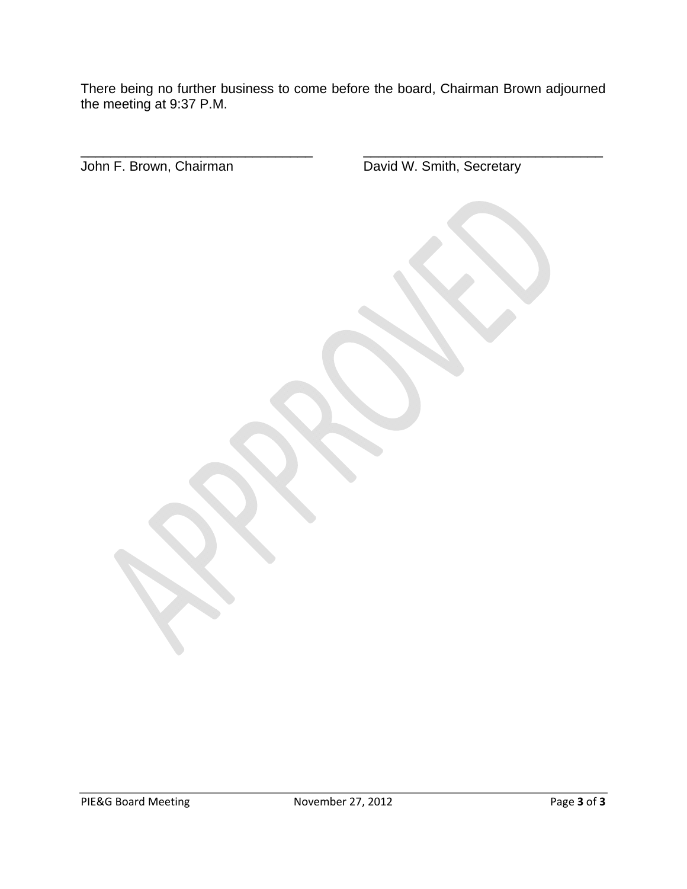There being no further business to come before the board, Chairman Brown adjourned the meeting at 9:37 P.M.

| | |
|---|---|
| \_\_\_\_\_\_\_\_\_\_\_\_\_\_\_\_\_\_\_\_\_\_\_\_\_\_\_\_\_\_\_\_ | \_\_\_\_\_\_\_\_\_\_\_\_\_\_\_\_\_\_\_\_\_\_\_\_\_\_\_\_\_\_\_\_ |
| John F. Brown, Chairman | David W. Smith, Secretary |

APPROVED